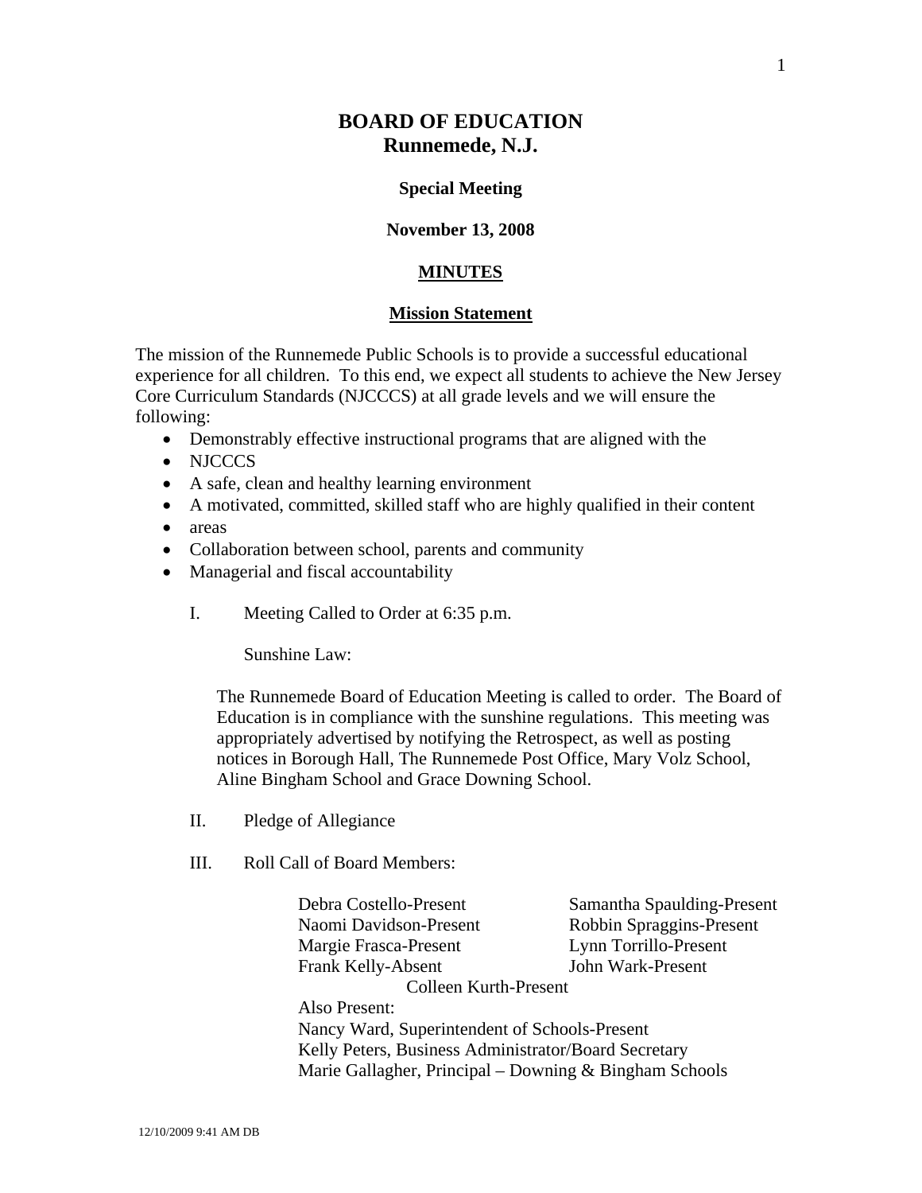# BOARD OF EDUCATION
## Runnemede, N.J.

**Special Meeting**

**November 13, 2008**

**MINUTES**

**Mission Statement**

The mission of the Runnemede Public Schools is to provide a successful educational experience for all children. To this end, we expect all students to achieve the New Jersey Core Curriculum Standards (NJCCCS) at all grade levels and we will ensure the following:

- Demonstrably effective instructional programs that are aligned with the
- NJCCCS
- A safe, clean and healthy learning environment
- A motivated, committed, skilled staff who are highly qualified in their content
- areas
- Collaboration between school, parents and community
- Managerial and fiscal accountability

I. Meeting Called to Order at 6:35 p.m.

Sunshine Law:

The Runnemede Board of Education Meeting is called to order. The Board of Education is in compliance with the sunshine regulations. This meeting was appropriately advertised by notifying the Retrospect, as well as posting notices in Borough Hall, The Runnemede Post Office, Mary Volz School, Aline Bingham School and Grace Downing School.

II. Pledge of Allegiance

III. Roll Call of Board Members:

Debra Costello-Present
Naomi Davidson-Present
Margie Frasca-Present
Frank Kelly-Absent
Samantha Spaulding-Present
Robbin Spraggins-Present
Lynn Torrillo-Present
John Wark-Present
Colleen Kurth-Present

Also Present:
Nancy Ward, Superintendent of Schools-Present
Kelly Peters, Business Administrator/Board Secretary
Marie Gallagher, Principal – Downing & Bingham Schools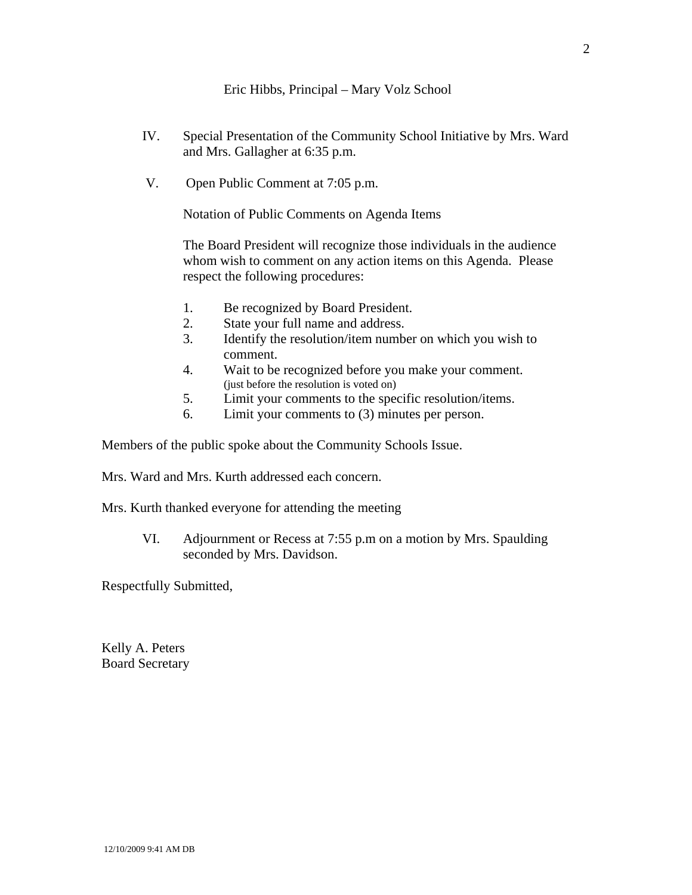Eric Hibbs, Principal – Mary Volz School

IV. Special Presentation of the Community School Initiative by Mrs. Ward and Mrs. Gallagher at 6:35 p.m.

V. Open Public Comment at 7:05 p.m.

Notation of Public Comments on Agenda Items

The Board President will recognize those individuals in the audience whom wish to comment on any action items on this Agenda. Please respect the following procedures:

1. Be recognized by Board President.
2. State your full name and address.
3. Identify the resolution/item number on which you wish to comment.
4. Wait to be recognized before you make your comment. (just before the resolution is voted on)
5. Limit your comments to the specific resolution/items.
6. Limit your comments to (3) minutes per person.

Members of the public spoke about the Community Schools Issue.

Mrs. Ward and Mrs. Kurth addressed each concern.

Mrs. Kurth thanked everyone for attending the meeting

VI. Adjournment or Recess at 7:55 p.m on a motion by Mrs. Spaulding seconded by Mrs. Davidson.

Respectfully Submitted,

Kelly A. Peters
Board Secretary

12/10/2009 9:41 AM DB